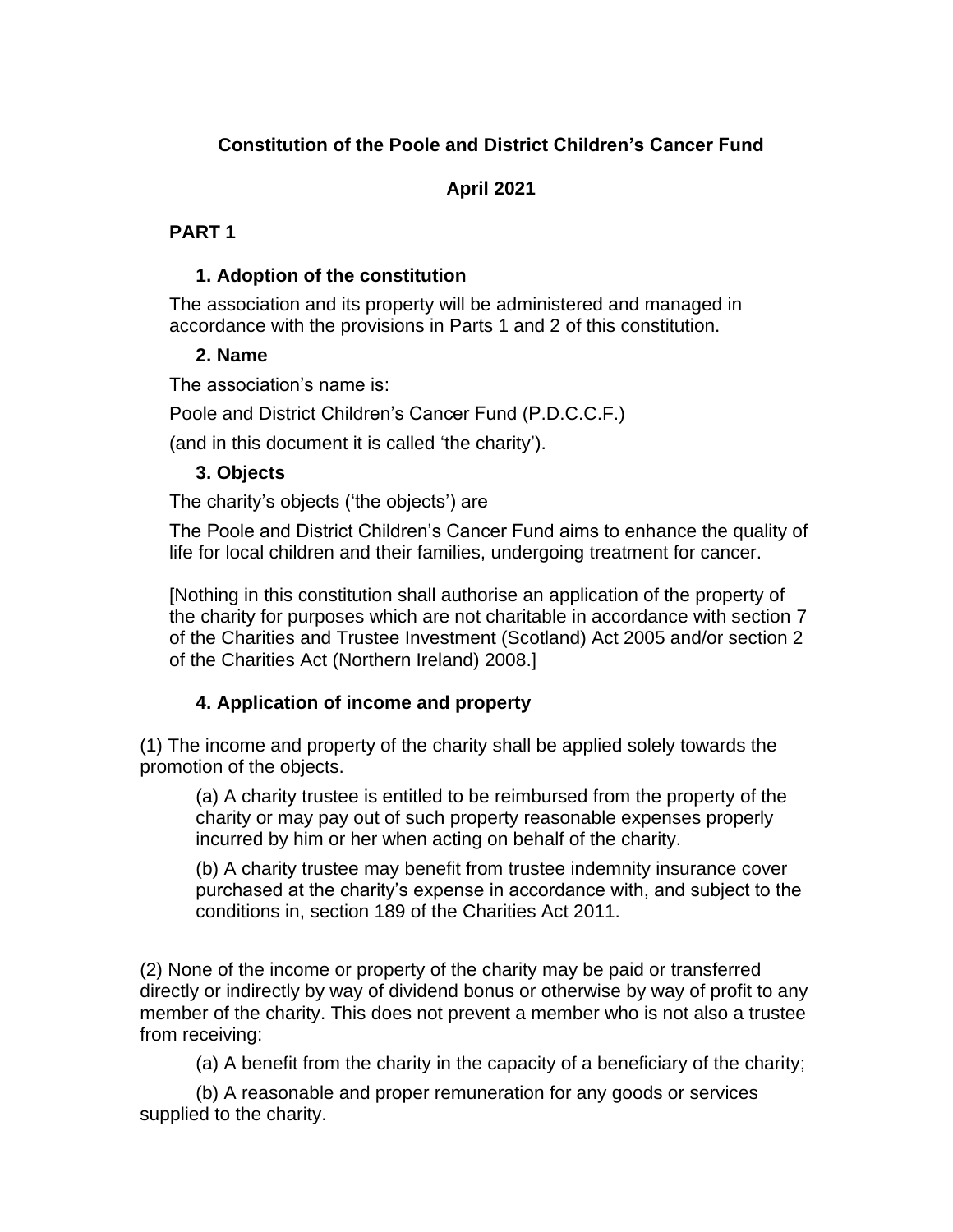# Constitution of the Poole and District Children's Cancer Fund

**April 2021**

## PART 1

### 1. Adoption of the constitution

The association and its property will be administered and managed in accordance with the provisions in Parts 1 and 2 of this constitution.

### 2. Name

The association's name is:

Poole and District Children's Cancer Fund (P.D.C.C.F.)

(and in this document it is called 'the charity').

### 3. Objects

The charity's objects ('the objects') are

The Poole and District Children's Cancer Fund aims to enhance the quality of life for local children and their families, undergoing treatment for cancer.

[Nothing in this constitution shall authorise an application of the property of the charity for purposes which are not charitable in accordance with section 7 of the Charities and Trustee Investment (Scotland) Act 2005 and/or section 2 of the Charities Act (Northern Ireland) 2008.]

### 4. Application of income and property

(1) The income and property of the charity shall be applied solely towards the promotion of the objects.

(a) A charity trustee is entitled to be reimbursed from the property of the charity or may pay out of such property reasonable expenses properly incurred by him or her when acting on behalf of the charity.

(b) A charity trustee may benefit from trustee indemnity insurance cover purchased at the charity's expense in accordance with, and subject to the conditions in, section 189 of the Charities Act 2011.

(2) None of the income or property of the charity may be paid or transferred directly or indirectly by way of dividend bonus or otherwise by way of profit to any member of the charity. This does not prevent a member who is not also a trustee from receiving:

(a) A benefit from the charity in the capacity of a beneficiary of the charity;

(b) A reasonable and proper remuneration for any goods or services supplied to the charity.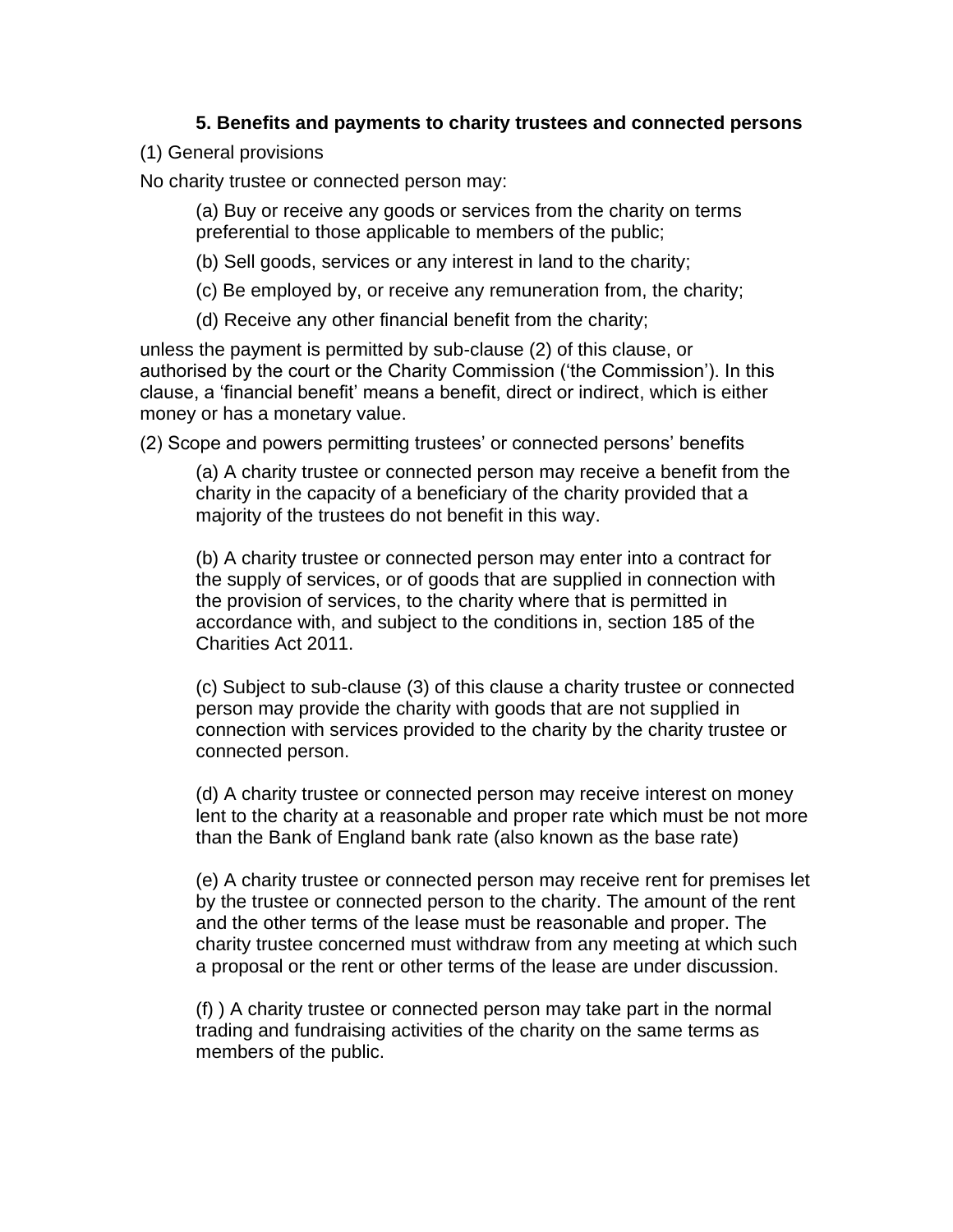### 5. Benefits and payments to charity trustees and connected persons

(1) General provisions

No charity trustee or connected person may:

(a) Buy or receive any goods or services from the charity on terms preferential to those applicable to members of the public;

(b) Sell goods, services or any interest in land to the charity;

(c) Be employed by, or receive any remuneration from, the charity;

(d) Receive any other financial benefit from the charity;

unless the payment is permitted by sub-clause (2) of this clause, or authorised by the court or the Charity Commission ('the Commission'). In this clause, a 'financial benefit' means a benefit, direct or indirect, which is either money or has a monetary value.

(2) Scope and powers permitting trustees' or connected persons' benefits

(a) A charity trustee or connected person may receive a benefit from the charity in the capacity of a beneficiary of the charity provided that a majority of the trustees do not benefit in this way.

(b) A charity trustee or connected person may enter into a contract for the supply of services, or of goods that are supplied in connection with the provision of services, to the charity where that is permitted in accordance with, and subject to the conditions in, section 185 of the Charities Act 2011.

(c) Subject to sub-clause (3) of this clause a charity trustee or connected person may provide the charity with goods that are not supplied in connection with services provided to the charity by the charity trustee or connected person.

(d) A charity trustee or connected person may receive interest on money lent to the charity at a reasonable and proper rate which must be not more than the Bank of England bank rate (also known as the base rate)

(e) A charity trustee or connected person may receive rent for premises let by the trustee or connected person to the charity. The amount of the rent and the other terms of the lease must be reasonable and proper. The charity trustee concerned must withdraw from any meeting at which such a proposal or the rent or other terms of the lease are under discussion.

(f) ) A charity trustee or connected person may take part in the normal trading and fundraising activities of the charity on the same terms as members of the public.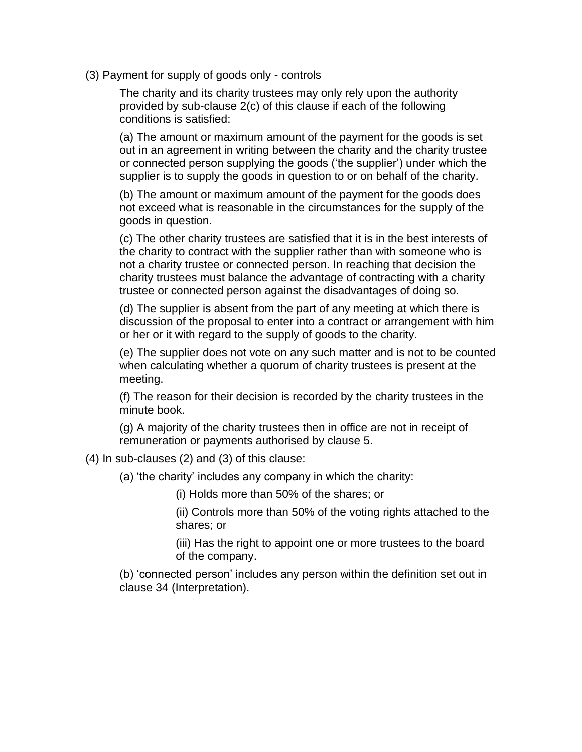(3) Payment for supply of goods only - controls

The charity and its charity trustees may only rely upon the authority provided by sub-clause 2(c) of this clause if each of the following conditions is satisfied:

(a) The amount or maximum amount of the payment for the goods is set out in an agreement in writing between the charity and the charity trustee or connected person supplying the goods ('the supplier') under which the supplier is to supply the goods in question to or on behalf of the charity.

(b) The amount or maximum amount of the payment for the goods does not exceed what is reasonable in the circumstances for the supply of the goods in question.

(c) The other charity trustees are satisfied that it is in the best interests of the charity to contract with the supplier rather than with someone who is not a charity trustee or connected person. In reaching that decision the charity trustees must balance the advantage of contracting with a charity trustee or connected person against the disadvantages of doing so.

(d) The supplier is absent from the part of any meeting at which there is discussion of the proposal to enter into a contract or arrangement with him or her or it with regard to the supply of goods to the charity.

(e) The supplier does not vote on any such matter and is not to be counted when calculating whether a quorum of charity trustees is present at the meeting.

(f) The reason for their decision is recorded by the charity trustees in the minute book.

(g) A majority of the charity trustees then in office are not in receipt of remuneration or payments authorised by clause 5.

(4) In sub-clauses (2) and (3) of this clause:

(a) 'the charity' includes any company in which the charity:

(i) Holds more than 50% of the shares; or

(ii) Controls more than 50% of the voting rights attached to the shares; or

(iii) Has the right to appoint one or more trustees to the board of the company.

(b) 'connected person' includes any person within the definition set out in clause 34 (Interpretation).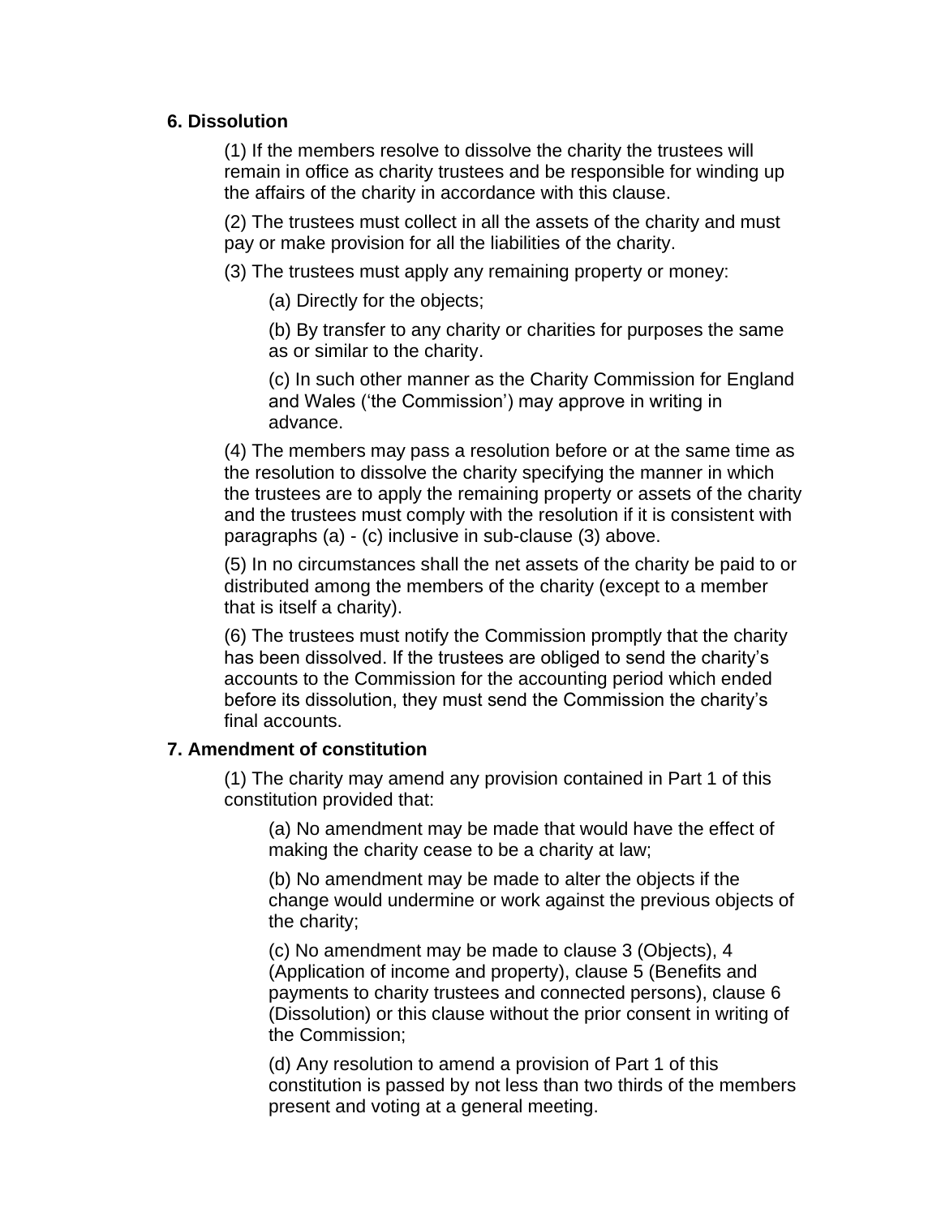**6. Dissolution**

(1) If the members resolve to dissolve the charity the trustees will remain in office as charity trustees and be responsible for winding up the affairs of the charity in accordance with this clause.

(2) The trustees must collect in all the assets of the charity and must pay or make provision for all the liabilities of the charity.

(3) The trustees must apply any remaining property or money:

(a) Directly for the objects;

(b) By transfer to any charity or charities for purposes the same as or similar to the charity.

(c) In such other manner as the Charity Commission for England and Wales (‘the Commission’) may approve in writing in advance.

(4) The members may pass a resolution before or at the same time as the resolution to dissolve the charity specifying the manner in which the trustees are to apply the remaining property or assets of the charity and the trustees must comply with the resolution if it is consistent with paragraphs (a) - (c) inclusive in sub-clause (3) above.

(5) In no circumstances shall the net assets of the charity be paid to or distributed among the members of the charity (except to a member that is itself a charity).

(6) The trustees must notify the Commission promptly that the charity has been dissolved. If the trustees are obliged to send the charity’s accounts to the Commission for the accounting period which ended before its dissolution, they must send the Commission the charity’s final accounts.

**7. Amendment of constitution**

(1) The charity may amend any provision contained in Part 1 of this constitution provided that:

(a) No amendment may be made that would have the effect of making the charity cease to be a charity at law;

(b) No amendment may be made to alter the objects if the change would undermine or work against the previous objects of the charity;

(c) No amendment may be made to clause 3 (Objects), 4 (Application of income and property), clause 5 (Benefits and payments to charity trustees and connected persons), clause 6 (Dissolution) or this clause without the prior consent in writing of the Commission;

(d) Any resolution to amend a provision of Part 1 of this constitution is passed by not less than two thirds of the members present and voting at a general meeting.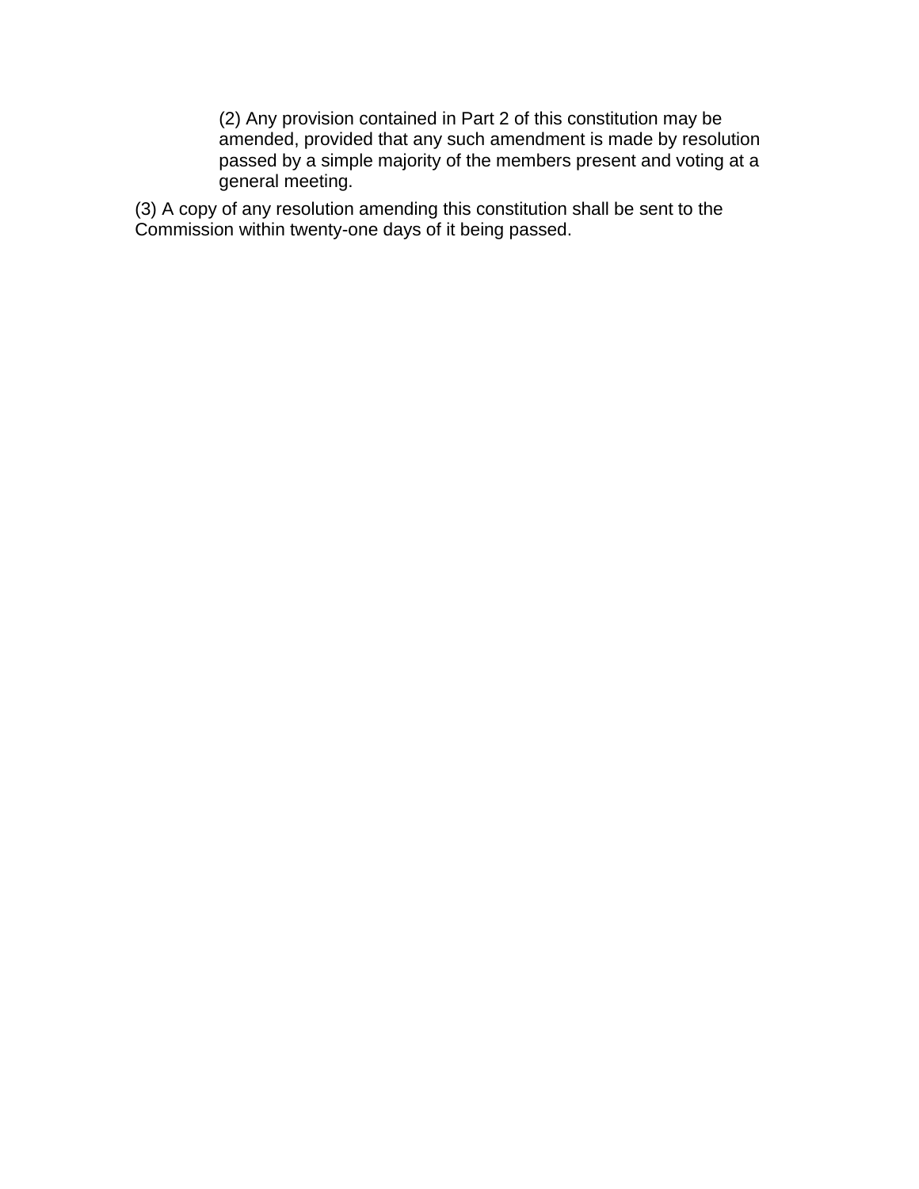(2) Any provision contained in Part 2 of this constitution may be amended, provided that any such amendment is made by resolution passed by a simple majority of the members present and voting at a general meeting.

(3) A copy of any resolution amending this constitution shall be sent to the Commission within twenty-one days of it being passed.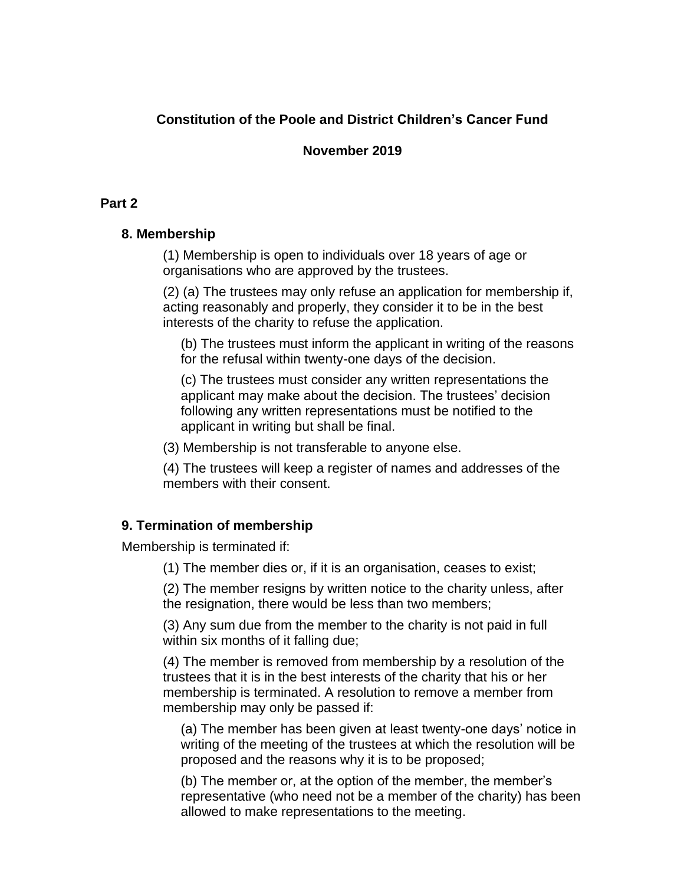**Constitution of the Poole and District Children's Cancer Fund**

**November 2019**

## Part 2

### 8. Membership

(1) Membership is open to individuals over 18 years of age or organisations who are approved by the trustees.

(2) (a) The trustees may only refuse an application for membership if, acting reasonably and properly, they consider it to be in the best interests of the charity to refuse the application.

(b) The trustees must inform the applicant in writing of the reasons for the refusal within twenty-one days of the decision.

(c) The trustees must consider any written representations the applicant may make about the decision. The trustees' decision following any written representations must be notified to the applicant in writing but shall be final.

(3) Membership is not transferable to anyone else.

(4) The trustees will keep a register of names and addresses of the members with their consent.

### 9. Termination of membership

Membership is terminated if:

(1) The member dies or, if it is an organisation, ceases to exist;

(2) The member resigns by written notice to the charity unless, after the resignation, there would be less than two members;

(3) Any sum due from the member to the charity is not paid in full within six months of it falling due;

(4) The member is removed from membership by a resolution of the trustees that it is in the best interests of the charity that his or her membership is terminated. A resolution to remove a member from membership may only be passed if:

(a) The member has been given at least twenty-one days' notice in writing of the meeting of the trustees at which the resolution will be proposed and the reasons why it is to be proposed;

(b) The member or, at the option of the member, the member's representative (who need not be a member of the charity) has been allowed to make representations to the meeting.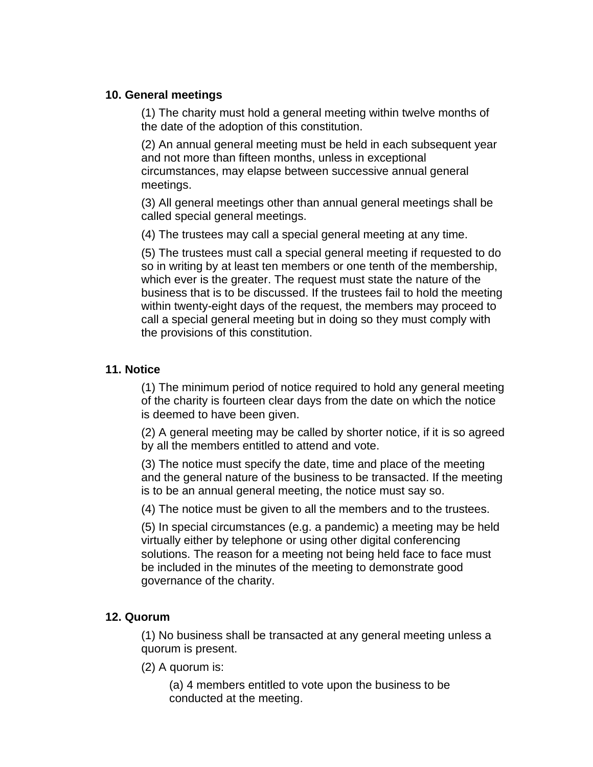### 10. General meetings

(1) The charity must hold a general meeting within twelve months of the date of the adoption of this constitution.

(2) An annual general meeting must be held in each subsequent year and not more than fifteen months, unless in exceptional circumstances, may elapse between successive annual general meetings.

(3) All general meetings other than annual general meetings shall be called special general meetings.

(4) The trustees may call a special general meeting at any time.

(5) The trustees must call a special general meeting if requested to do so in writing by at least ten members or one tenth of the membership, which ever is the greater. The request must state the nature of the business that is to be discussed. If the trustees fail to hold the meeting within twenty-eight days of the request, the members may proceed to call a special general meeting but in doing so they must comply with the provisions of this constitution.

### 11. Notice

(1) The minimum period of notice required to hold any general meeting of the charity is fourteen clear days from the date on which the notice is deemed to have been given.

(2) A general meeting may be called by shorter notice, if it is so agreed by all the members entitled to attend and vote.

(3) The notice must specify the date, time and place of the meeting and the general nature of the business to be transacted. If the meeting is to be an annual general meeting, the notice must say so.

(4) The notice must be given to all the members and to the trustees.

(5) In special circumstances (e.g. a pandemic) a meeting may be held virtually either by telephone or using other digital conferencing solutions. The reason for a meeting not being held face to face must be included in the minutes of the meeting to demonstrate good governance of the charity.

### 12. Quorum

(1) No business shall be transacted at any general meeting unless a quorum is present.

(2) A quorum is:

(a) 4 members entitled to vote upon the business to be conducted at the meeting.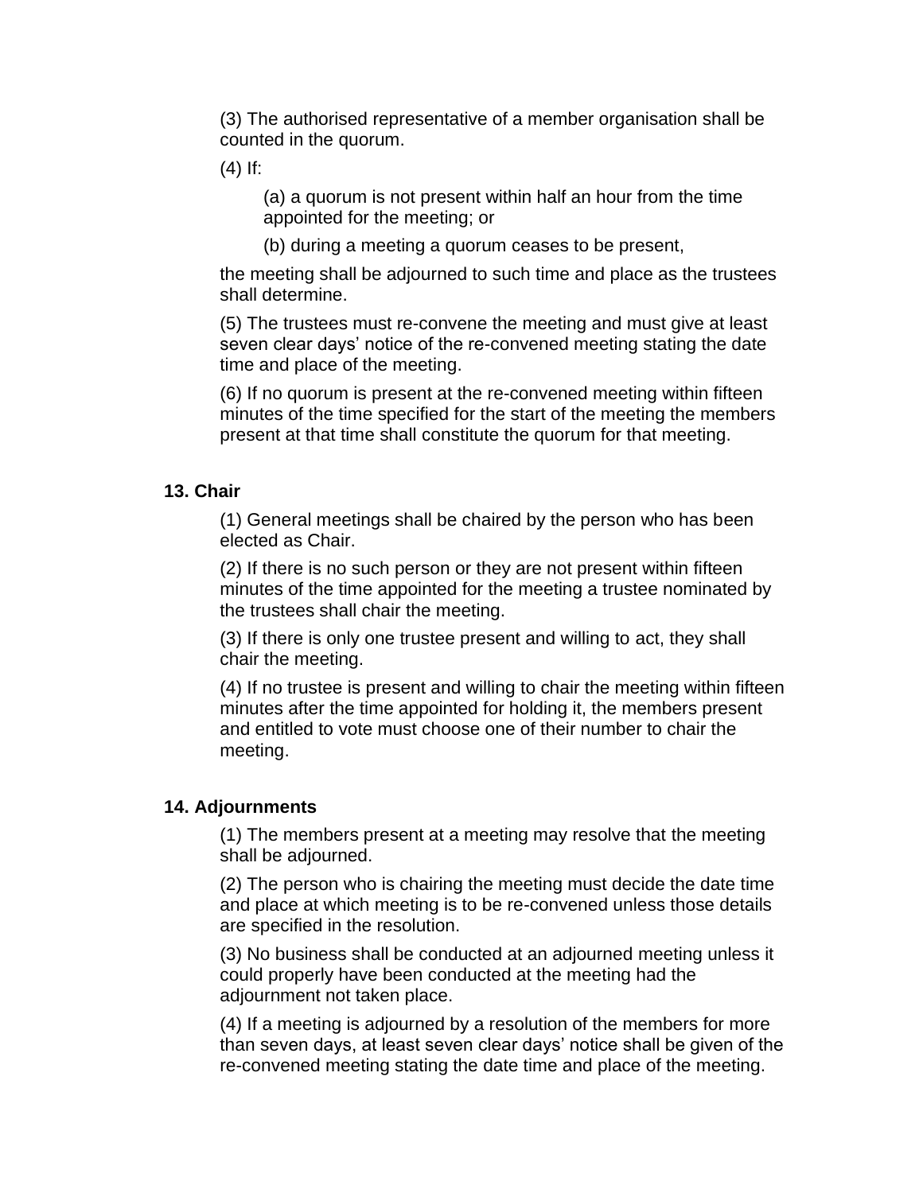(3) The authorised representative of a member organisation shall be counted in the quorum.

(4) If:

(a) a quorum is not present within half an hour from the time appointed for the meeting; or

(b) during a meeting a quorum ceases to be present,

the meeting shall be adjourned to such time and place as the trustees shall determine.

(5) The trustees must re-convene the meeting and must give at least seven clear days' notice of the re-convened meeting stating the date time and place of the meeting.

(6) If no quorum is present at the re-convened meeting within fifteen minutes of the time specified for the start of the meeting the members present at that time shall constitute the quorum for that meeting.

**13. Chair**

(1) General meetings shall be chaired by the person who has been elected as Chair.

(2) If there is no such person or they are not present within fifteen minutes of the time appointed for the meeting a trustee nominated by the trustees shall chair the meeting.

(3) If there is only one trustee present and willing to act, they shall chair the meeting.

(4) If no trustee is present and willing to chair the meeting within fifteen minutes after the time appointed for holding it, the members present and entitled to vote must choose one of their number to chair the meeting.

**14. Adjournments**

(1) The members present at a meeting may resolve that the meeting shall be adjourned.

(2) The person who is chairing the meeting must decide the date time and place at which meeting is to be re-convened unless those details are specified in the resolution.

(3) No business shall be conducted at an adjourned meeting unless it could properly have been conducted at the meeting had the adjournment not taken place.

(4) If a meeting is adjourned by a resolution of the members for more than seven days, at least seven clear days' notice shall be given of the re-convened meeting stating the date time and place of the meeting.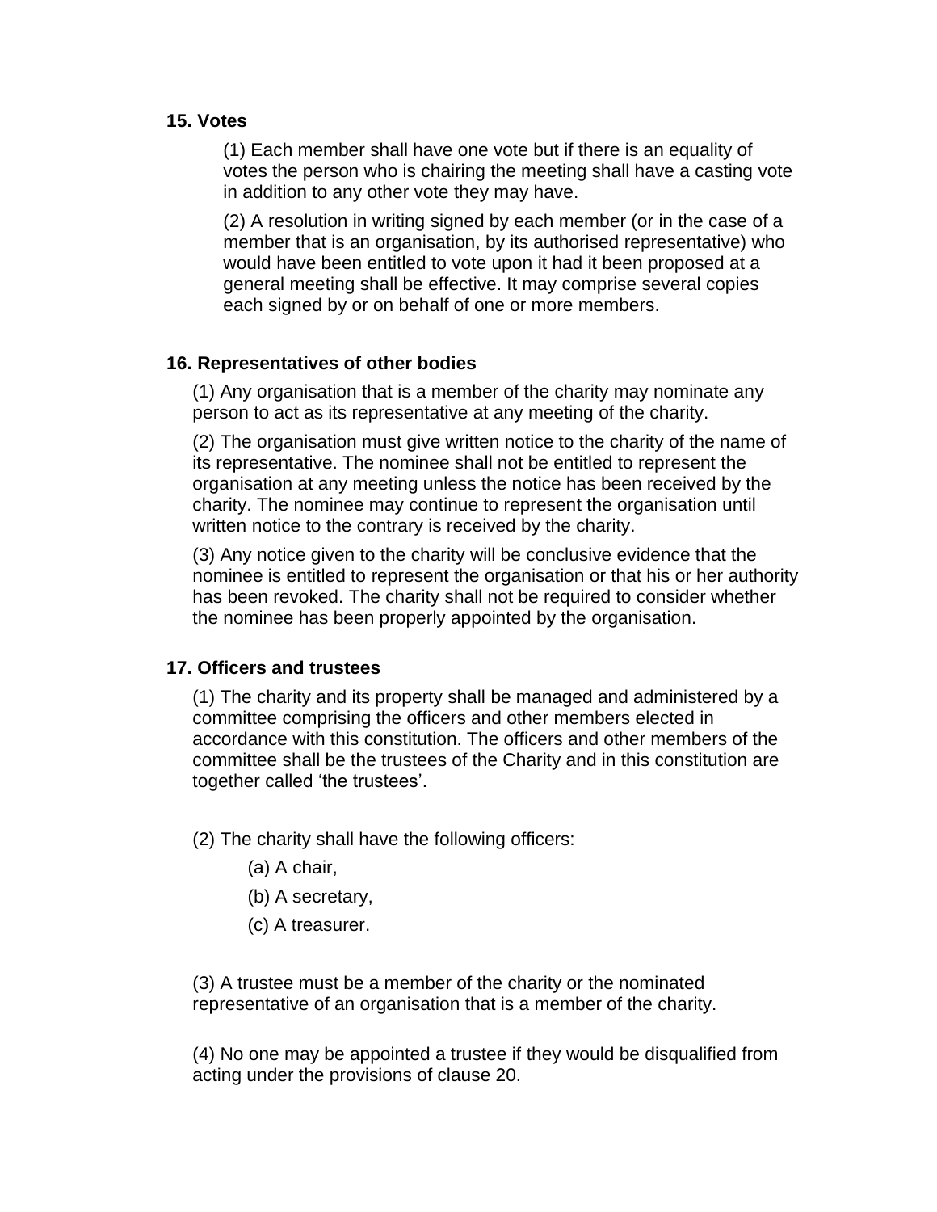**15. Votes**

(1) Each member shall have one vote but if there is an equality of votes the person who is chairing the meeting shall have a casting vote in addition to any other vote they may have.

(2) A resolution in writing signed by each member (or in the case of a member that is an organisation, by its authorised representative) who would have been entitled to vote upon it had it been proposed at a general meeting shall be effective. It may comprise several copies each signed by or on behalf of one or more members.

**16. Representatives of other bodies**

(1) Any organisation that is a member of the charity may nominate any person to act as its representative at any meeting of the charity.

(2) The organisation must give written notice to the charity of the name of its representative. The nominee shall not be entitled to represent the organisation at any meeting unless the notice has been received by the charity. The nominee may continue to represent the organisation until written notice to the contrary is received by the charity.

(3) Any notice given to the charity will be conclusive evidence that the nominee is entitled to represent the organisation or that his or her authority has been revoked. The charity shall not be required to consider whether the nominee has been properly appointed by the organisation.

**17. Officers and trustees**

(1) The charity and its property shall be managed and administered by a committee comprising the officers and other members elected in accordance with this constitution. The officers and other members of the committee shall be the trustees of the Charity and in this constitution are together called 'the trustees'.

(2) The charity shall have the following officers:

(a) A chair,

(b) A secretary,

(c) A treasurer.

(3) A trustee must be a member of the charity or the nominated representative of an organisation that is a member of the charity.

(4) No one may be appointed a trustee if they would be disqualified from acting under the provisions of clause 20.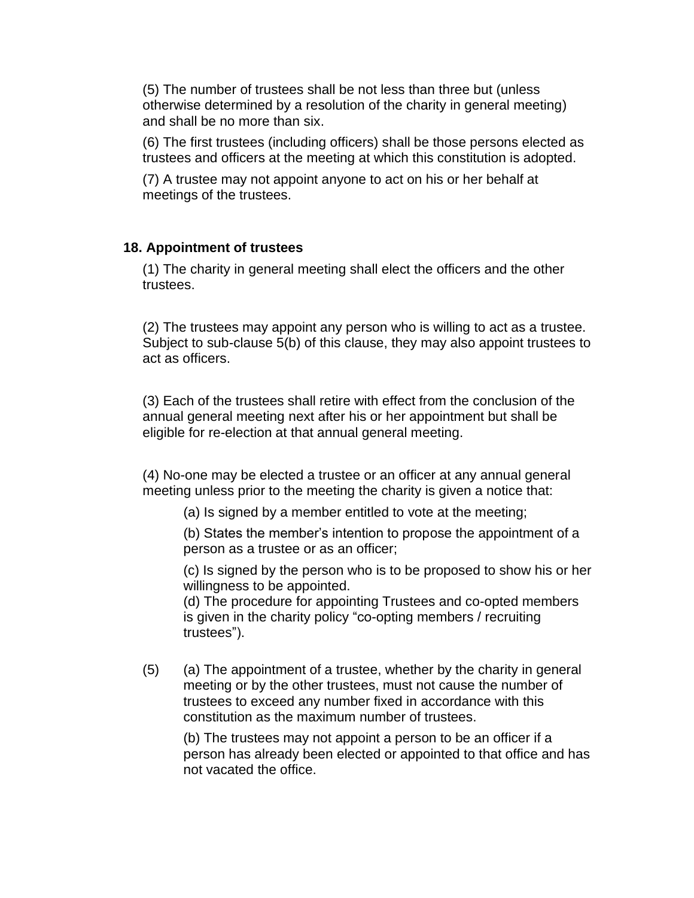(5) The number of trustees shall be not less than three but (unless otherwise determined by a resolution of the charity in general meeting) and shall be no more than six.

(6) The first trustees (including officers) shall be those persons elected as trustees and officers at the meeting at which this constitution is adopted.

(7) A trustee may not appoint anyone to act on his or her behalf at meetings of the trustees.

**18. Appointment of trustees**

(1) The charity in general meeting shall elect the officers and the other trustees.

(2) The trustees may appoint any person who is willing to act as a trustee. Subject to sub-clause 5(b) of this clause, they may also appoint trustees to act as officers.

(3) Each of the trustees shall retire with effect from the conclusion of the annual general meeting next after his or her appointment but shall be eligible for re-election at that annual general meeting.

(4) No-one may be elected a trustee or an officer at any annual general meeting unless prior to the meeting the charity is given a notice that:

(a) Is signed by a member entitled to vote at the meeting;

(b) States the member's intention to propose the appointment of a person as a trustee or as an officer;

(c) Is signed by the person who is to be proposed to show his or her willingness to be appointed.
(d) The procedure for appointing Trustees and co-opted members is given in the charity policy "co-opting members / recruiting trustees").

(5) (a) The appointment of a trustee, whether by the charity in general meeting or by the other trustees, must not cause the number of trustees to exceed any number fixed in accordance with this constitution as the maximum number of trustees.

(b) The trustees may not appoint a person to be an officer if a person has already been elected or appointed to that office and has not vacated the office.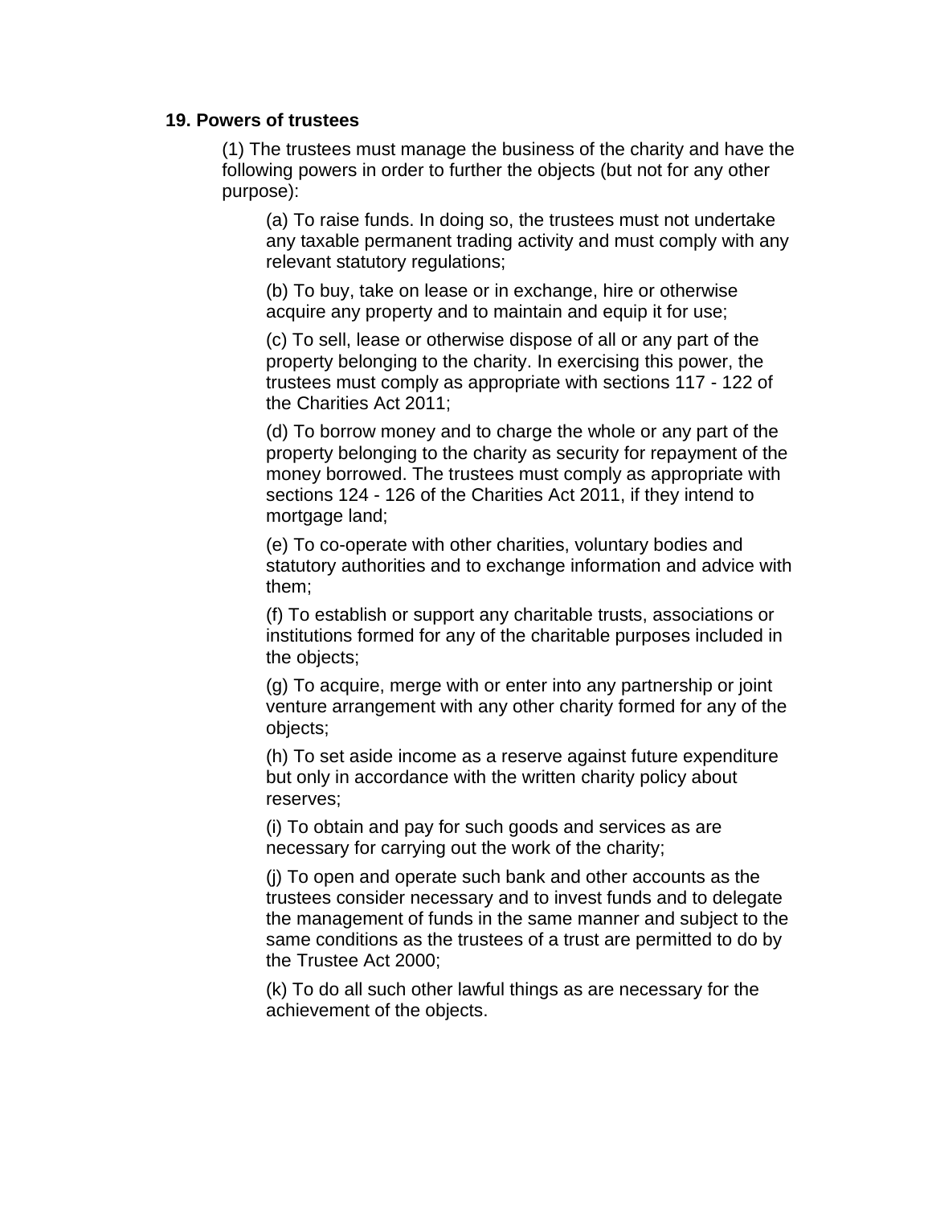**19. Powers of trustees**

(1) The trustees must manage the business of the charity and have the following powers in order to further the objects (but not for any other purpose):

(a) To raise funds. In doing so, the trustees must not undertake any taxable permanent trading activity and must comply with any relevant statutory regulations;

(b) To buy, take on lease or in exchange, hire or otherwise acquire any property and to maintain and equip it for use;

(c) To sell, lease or otherwise dispose of all or any part of the property belonging to the charity. In exercising this power, the trustees must comply as appropriate with sections 117 - 122 of the Charities Act 2011;

(d) To borrow money and to charge the whole or any part of the property belonging to the charity as security for repayment of the money borrowed. The trustees must comply as appropriate with sections 124 - 126 of the Charities Act 2011, if they intend to mortgage land;

(e) To co-operate with other charities, voluntary bodies and statutory authorities and to exchange information and advice with them;

(f) To establish or support any charitable trusts, associations or institutions formed for any of the charitable purposes included in the objects;

(g) To acquire, merge with or enter into any partnership or joint venture arrangement with any other charity formed for any of the objects;

(h) To set aside income as a reserve against future expenditure but only in accordance with the written charity policy about reserves;

(i) To obtain and pay for such goods and services as are necessary for carrying out the work of the charity;

(j) To open and operate such bank and other accounts as the trustees consider necessary and to invest funds and to delegate the management of funds in the same manner and subject to the same conditions as the trustees of a trust are permitted to do by the Trustee Act 2000;

(k) To do all such other lawful things as are necessary for the achievement of the objects.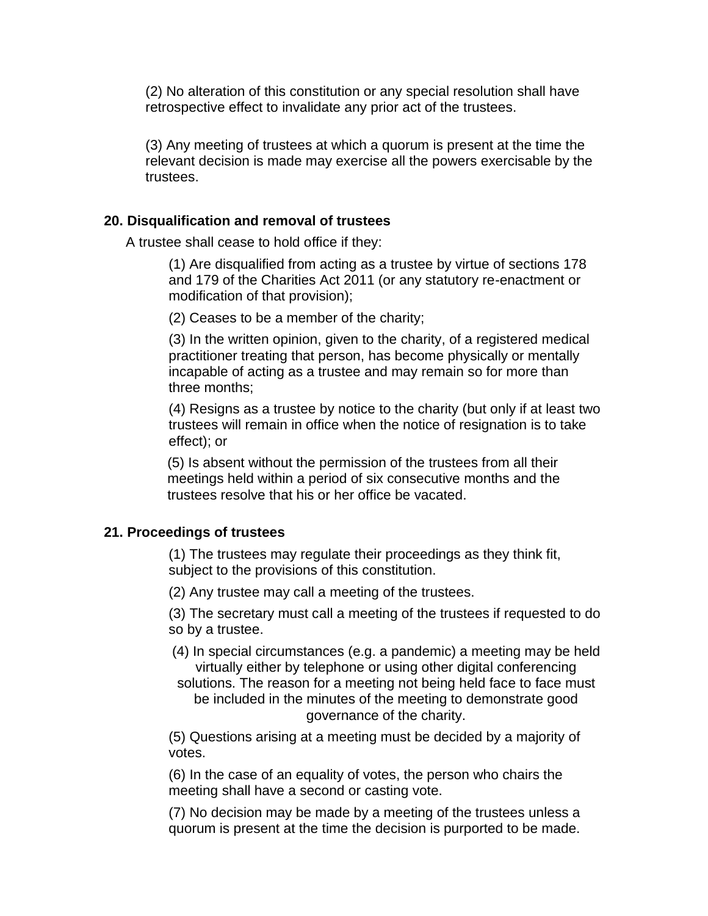(2) No alteration of this constitution or any special resolution shall have retrospective effect to invalidate any prior act of the trustees.

(3) Any meeting of trustees at which a quorum is present at the time the relevant decision is made may exercise all the powers exercisable by the trustees.

**20. Disqualification and removal of trustees**

A trustee shall cease to hold office if they:

(1) Are disqualified from acting as a trustee by virtue of sections 178 and 179 of the Charities Act 2011 (or any statutory re-enactment or modification of that provision);

(2) Ceases to be a member of the charity;

(3) In the written opinion, given to the charity, of a registered medical practitioner treating that person, has become physically or mentally incapable of acting as a trustee and may remain so for more than three months;

(4) Resigns as a trustee by notice to the charity (but only if at least two trustees will remain in office when the notice of resignation is to take effect); or

(5) Is absent without the permission of the trustees from all their meetings held within a period of six consecutive months and the trustees resolve that his or her office be vacated.

**21. Proceedings of trustees**

(1) The trustees may regulate their proceedings as they think fit, subject to the provisions of this constitution.

(2) Any trustee may call a meeting of the trustees.

(3) The secretary must call a meeting of the trustees if requested to do so by a trustee.

(4) In special circumstances (e.g. a pandemic) a meeting may be held virtually either by telephone or using other digital conferencing solutions. The reason for a meeting not being held face to face must be included in the minutes of the meeting to demonstrate good governance of the charity.

(5) Questions arising at a meeting must be decided by a majority of votes.

(6) In the case of an equality of votes, the person who chairs the meeting shall have a second or casting vote.

(7) No decision may be made by a meeting of the trustees unless a quorum is present at the time the decision is purported to be made.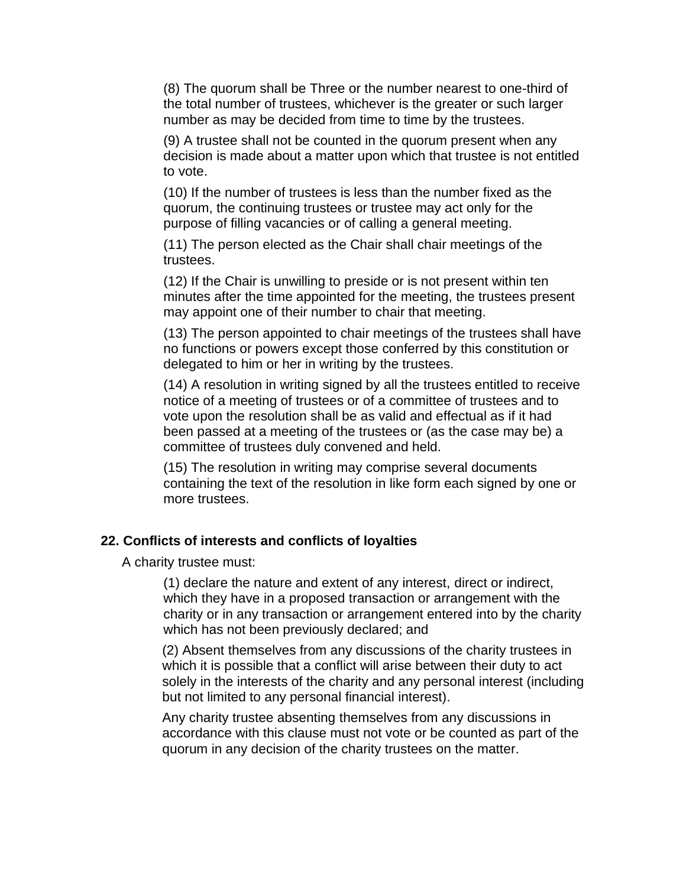(8) The quorum shall be Three or the number nearest to one-third of the total number of trustees, whichever is the greater or such larger number as may be decided from time to time by the trustees.

(9) A trustee shall not be counted in the quorum present when any decision is made about a matter upon which that trustee is not entitled to vote.

(10) If the number of trustees is less than the number fixed as the quorum, the continuing trustees or trustee may act only for the purpose of filling vacancies or of calling a general meeting.

(11) The person elected as the Chair shall chair meetings of the trustees.

(12) If the Chair is unwilling to preside or is not present within ten minutes after the time appointed for the meeting, the trustees present may appoint one of their number to chair that meeting.

(13) The person appointed to chair meetings of the trustees shall have no functions or powers except those conferred by this constitution or delegated to him or her in writing by the trustees.

(14) A resolution in writing signed by all the trustees entitled to receive notice of a meeting of trustees or of a committee of trustees and to vote upon the resolution shall be as valid and effectual as if it had been passed at a meeting of the trustees or (as the case may be) a committee of trustees duly convened and held.

(15) The resolution in writing may comprise several documents containing the text of the resolution in like form each signed by one or more trustees.

### 22. Conflicts of interests and conflicts of loyalties

A charity trustee must:

(1) declare the nature and extent of any interest, direct or indirect, which they have in a proposed transaction or arrangement with the charity or in any transaction or arrangement entered into by the charity which has not been previously declared; and

(2) Absent themselves from any discussions of the charity trustees in which it is possible that a conflict will arise between their duty to act solely in the interests of the charity and any personal interest (including but not limited to any personal financial interest).

Any charity trustee absenting themselves from any discussions in accordance with this clause must not vote or be counted as part of the quorum in any decision of the charity trustees on the matter.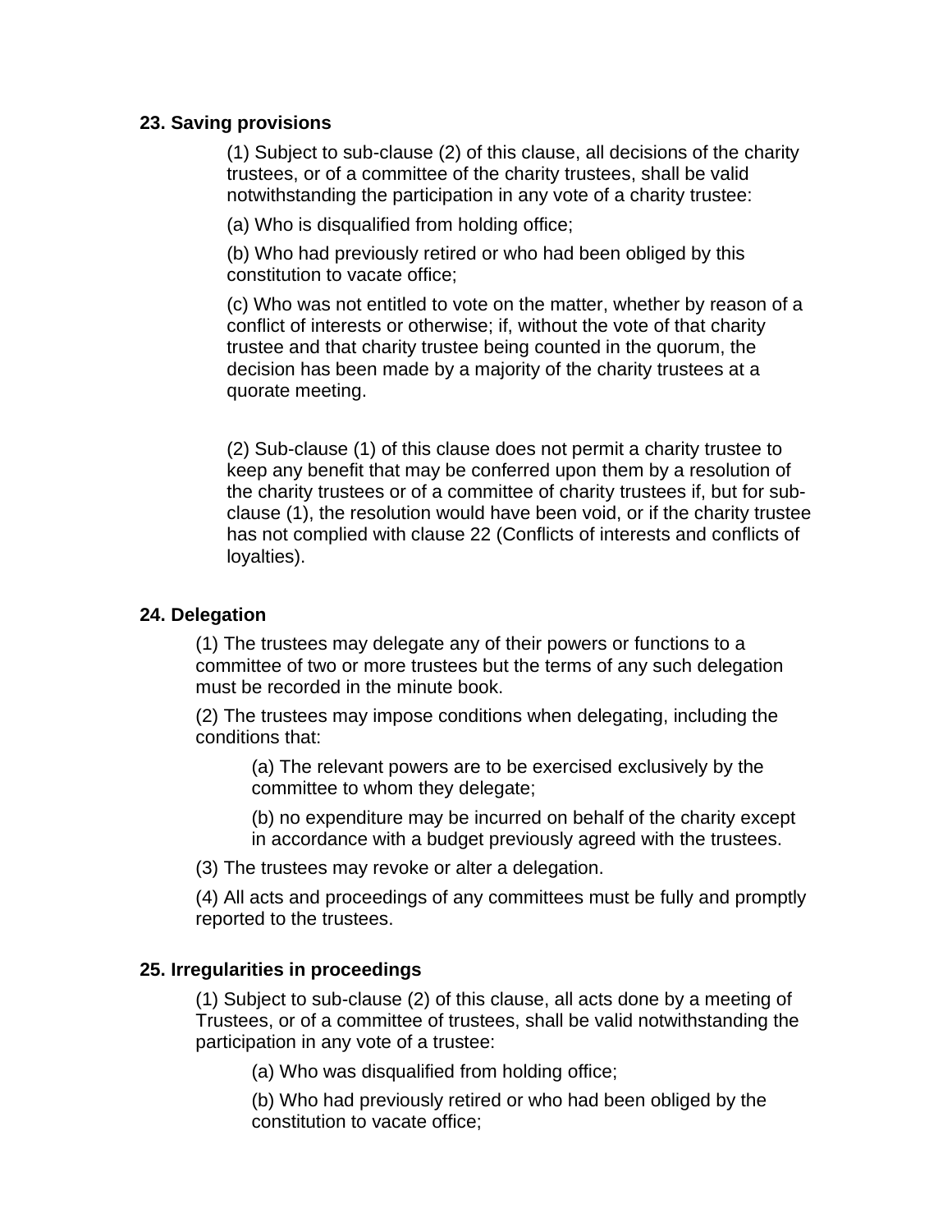**23. Saving provisions**

(1) Subject to sub-clause (2) of this clause, all decisions of the charity trustees, or of a committee of the charity trustees, shall be valid notwithstanding the participation in any vote of a charity trustee:

(a) Who is disqualified from holding office;

(b) Who had previously retired or who had been obliged by this constitution to vacate office;

(c) Who was not entitled to vote on the matter, whether by reason of a conflict of interests or otherwise; if, without the vote of that charity trustee and that charity trustee being counted in the quorum, the decision has been made by a majority of the charity trustees at a quorate meeting.

(2) Sub-clause (1) of this clause does not permit a charity trustee to keep any benefit that may be conferred upon them by a resolution of the charity trustees or of a committee of charity trustees if, but for sub-clause (1), the resolution would have been void, or if the charity trustee has not complied with clause 22 (Conflicts of interests and conflicts of loyalties).

**24. Delegation**

(1) The trustees may delegate any of their powers or functions to a committee of two or more trustees but the terms of any such delegation must be recorded in the minute book.

(2) The trustees may impose conditions when delegating, including the conditions that:

(a) The relevant powers are to be exercised exclusively by the committee to whom they delegate;

(b) no expenditure may be incurred on behalf of the charity except in accordance with a budget previously agreed with the trustees.

(3) The trustees may revoke or alter a delegation.

(4) All acts and proceedings of any committees must be fully and promptly reported to the trustees.

**25. Irregularities in proceedings**

(1) Subject to sub-clause (2) of this clause, all acts done by a meeting of Trustees, or of a committee of trustees, shall be valid notwithstanding the participation in any vote of a trustee:

(a) Who was disqualified from holding office;

(b) Who had previously retired or who had been obliged by the constitution to vacate office;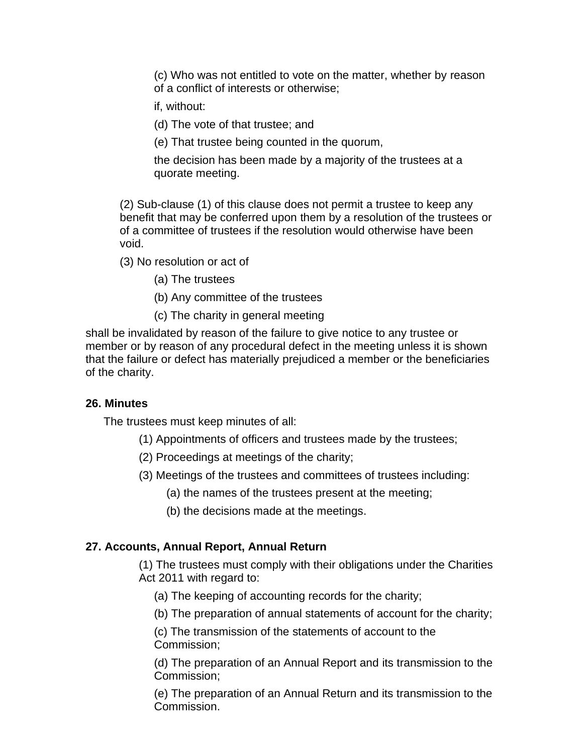(c) Who was not entitled to vote on the matter, whether by reason of a conflict of interests or otherwise;

if, without:

(d) The vote of that trustee; and

(e) That trustee being counted in the quorum,

the decision has been made by a majority of the trustees at a quorate meeting.

(2) Sub-clause (1) of this clause does not permit a trustee to keep any benefit that may be conferred upon them by a resolution of the trustees or of a committee of trustees if the resolution would otherwise have been void.

(3) No resolution or act of

(a) The trustees

(b) Any committee of the trustees

(c) The charity in general meeting

shall be invalidated by reason of the failure to give notice to any trustee or member or by reason of any procedural defect in the meeting unless it is shown that the failure or defect has materially prejudiced a member or the beneficiaries of the charity.

**26. Minutes**

The trustees must keep minutes of all:

(1) Appointments of officers and trustees made by the trustees;

(2) Proceedings at meetings of the charity;

(3) Meetings of the trustees and committees of trustees including:

(a) the names of the trustees present at the meeting;

(b) the decisions made at the meetings.

**27. Accounts, Annual Report, Annual Return**

(1) The trustees must comply with their obligations under the Charities Act 2011 with regard to:

(a) The keeping of accounting records for the charity;

(b) The preparation of annual statements of account for the charity;

(c) The transmission of the statements of account to the Commission;

(d) The preparation of an Annual Report and its transmission to the Commission;

(e) The preparation of an Annual Return and its transmission to the Commission.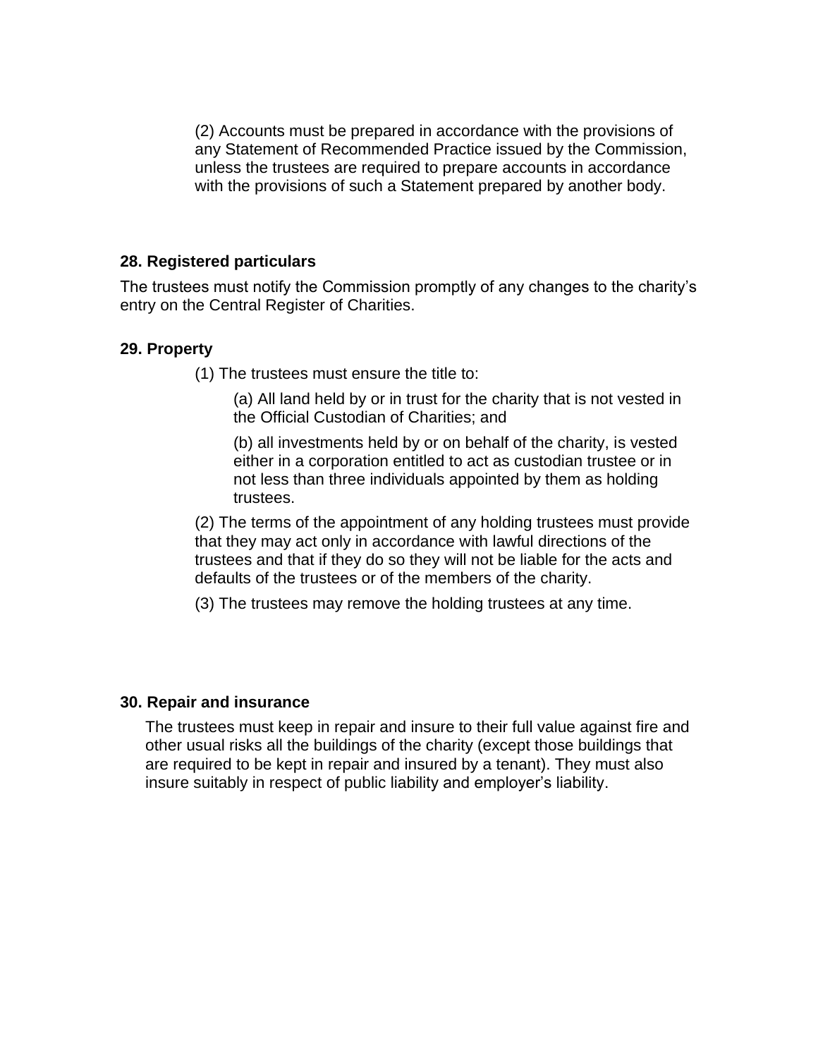(2) Accounts must be prepared in accordance with the provisions of any Statement of Recommended Practice issued by the Commission, unless the trustees are required to prepare accounts in accordance with the provisions of such a Statement prepared by another body.

### 28. Registered particulars

The trustees must notify the Commission promptly of any changes to the charity's entry on the Central Register of Charities.

### 29. Property

(1) The trustees must ensure the title to:

(a) All land held by or in trust for the charity that is not vested in the Official Custodian of Charities; and

(b) all investments held by or on behalf of the charity, is vested either in a corporation entitled to act as custodian trustee or in not less than three individuals appointed by them as holding trustees.

(2) The terms of the appointment of any holding trustees must provide that they may act only in accordance with lawful directions of the trustees and that if they do so they will not be liable for the acts and defaults of the trustees or of the members of the charity.

(3) The trustees may remove the holding trustees at any time.

### 30. Repair and insurance

The trustees must keep in repair and insure to their full value against fire and other usual risks all the buildings of the charity (except those buildings that are required to be kept in repair and insured by a tenant). They must also insure suitably in respect of public liability and employer's liability.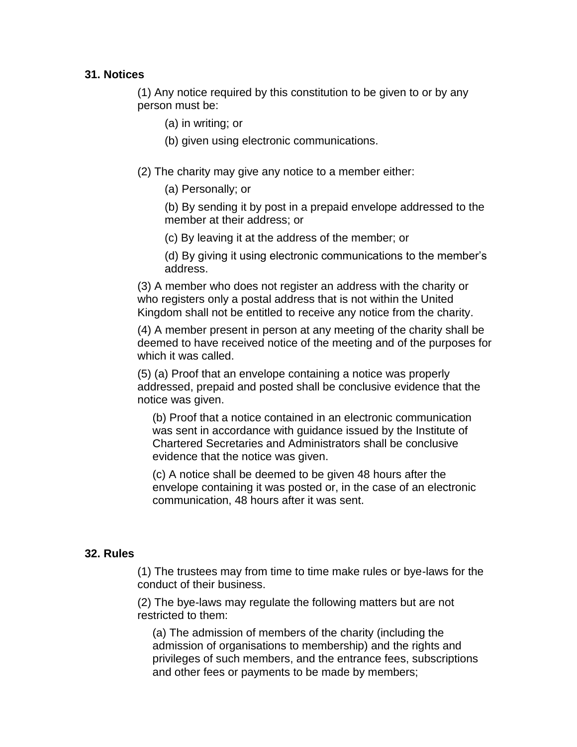**31. Notices**

(1) Any notice required by this constitution to be given to or by any person must be:

(a) in writing; or

(b) given using electronic communications.

(2) The charity may give any notice to a member either:

(a) Personally; or

(b) By sending it by post in a prepaid envelope addressed to the member at their address; or

(c) By leaving it at the address of the member; or

(d) By giving it using electronic communications to the member's address.

(3) A member who does not register an address with the charity or who registers only a postal address that is not within the United Kingdom shall not be entitled to receive any notice from the charity.

(4) A member present in person at any meeting of the charity shall be deemed to have received notice of the meeting and of the purposes for which it was called.

(5) (a) Proof that an envelope containing a notice was properly addressed, prepaid and posted shall be conclusive evidence that the notice was given.

(b) Proof that a notice contained in an electronic communication was sent in accordance with guidance issued by the Institute of Chartered Secretaries and Administrators shall be conclusive evidence that the notice was given.

(c) A notice shall be deemed to be given 48 hours after the envelope containing it was posted or, in the case of an electronic communication, 48 hours after it was sent.

**32. Rules**

(1) The trustees may from time to time make rules or bye-laws for the conduct of their business.

(2) The bye-laws may regulate the following matters but are not restricted to them:

(a) The admission of members of the charity (including the admission of organisations to membership) and the rights and privileges of such members, and the entrance fees, subscriptions and other fees or payments to be made by members;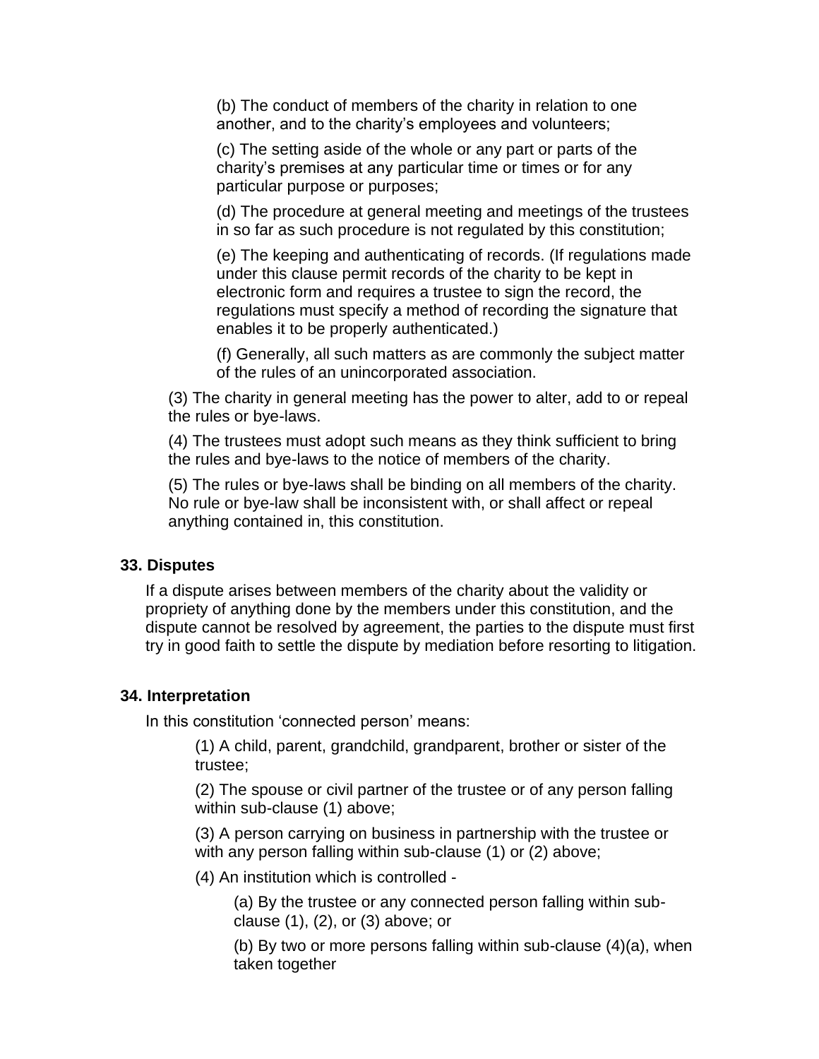(b) The conduct of members of the charity in relation to one another, and to the charity's employees and volunteers;

(c) The setting aside of the whole or any part or parts of the charity's premises at any particular time or times or for any particular purpose or purposes;

(d) The procedure at general meeting and meetings of the trustees in so far as such procedure is not regulated by this constitution;

(e) The keeping and authenticating of records. (If regulations made under this clause permit records of the charity to be kept in electronic form and requires a trustee to sign the record, the regulations must specify a method of recording the signature that enables it to be properly authenticated.)

(f) Generally, all such matters as are commonly the subject matter of the rules of an unincorporated association.

(3) The charity in general meeting has the power to alter, add to or repeal the rules or bye-laws.

(4) The trustees must adopt such means as they think sufficient to bring the rules and bye-laws to the notice of members of the charity.

(5) The rules or bye-laws shall be binding on all members of the charity. No rule or bye-law shall be inconsistent with, or shall affect or repeal anything contained in, this constitution.

### 33. Disputes

If a dispute arises between members of the charity about the validity or propriety of anything done by the members under this constitution, and the dispute cannot be resolved by agreement, the parties to the dispute must first try in good faith to settle the dispute by mediation before resorting to litigation.

### 34. Interpretation

In this constitution 'connected person' means:

(1) A child, parent, grandchild, grandparent, brother or sister of the trustee;

(2) The spouse or civil partner of the trustee or of any person falling within sub-clause (1) above;

(3) A person carrying on business in partnership with the trustee or with any person falling within sub-clause (1) or (2) above;

(4) An institution which is controlled -

(a) By the trustee or any connected person falling within sub-clause (1), (2), or (3) above; or

(b) By two or more persons falling within sub-clause (4)(a), when taken together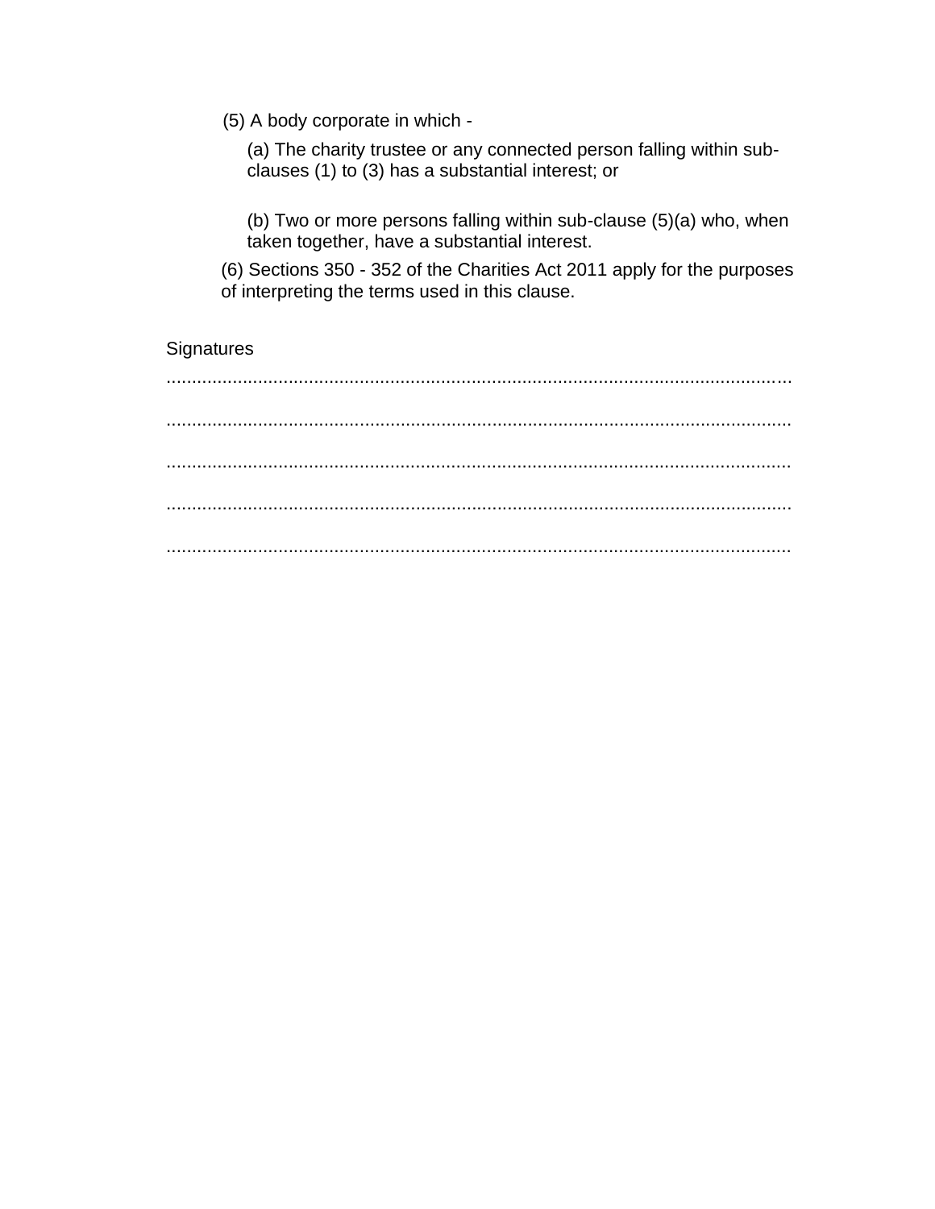(5) A body corporate in which -

(a) The charity trustee or any connected person falling within sub-clauses (1) to (3) has a substantial interest; or

(b) Two or more persons falling within sub-clause (5)(a) who, when taken together, have a substantial interest.

(6) Sections 350 - 352 of the Charities Act 2011 apply for the purposes of interpreting the terms used in this clause.

Signatures

............................................................................................................................

............................................................................................................................

............................................................................................................................

............................................................................................................................

............................................................................................................................